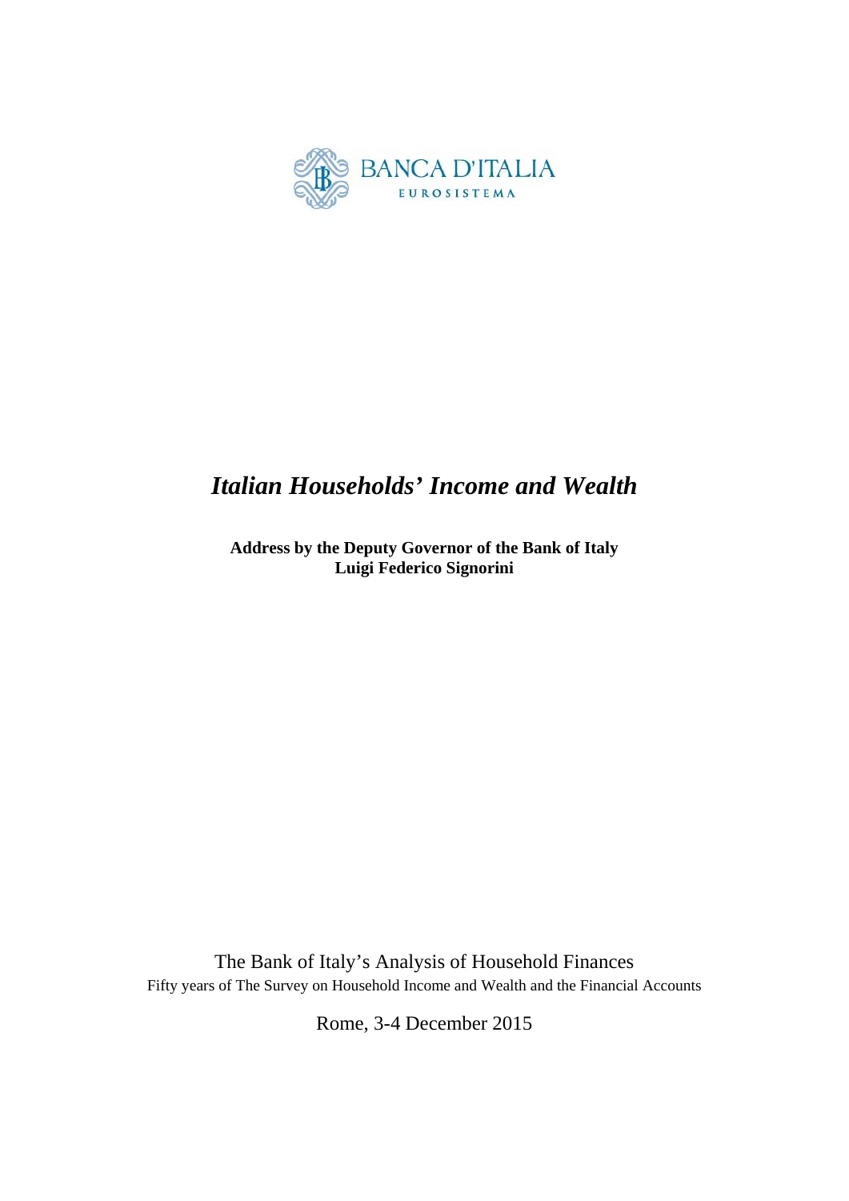BANCA D'ITALIA

EUROSISTEMA

# *Italian Households' Income and Wealth*

**Address by the Deputy Governor of the Bank of Italy**
**Luigi Federico Signorini**

The Bank of Italy's Analysis of Household Finances

Fifty years of The Survey on Household Income and Wealth and the Financial Accounts

Rome, 3-4 December 2015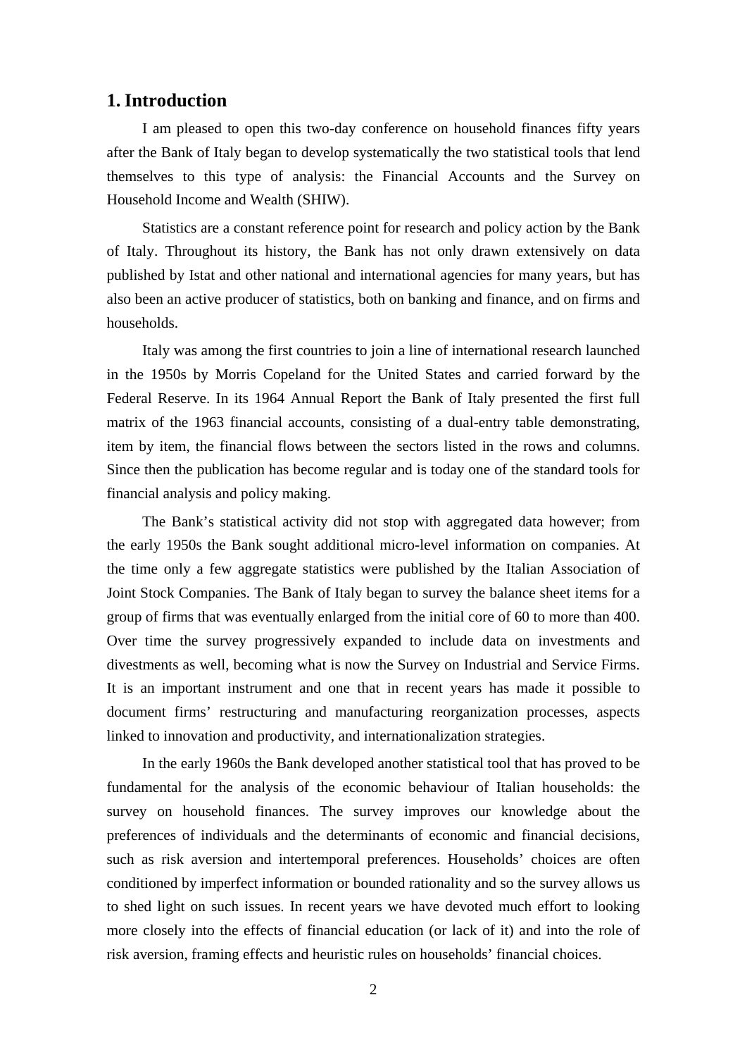## 1. Introduction

I am pleased to open this two-day conference on household finances fifty years after the Bank of Italy began to develop systematically the two statistical tools that lend themselves to this type of analysis: the Financial Accounts and the Survey on Household Income and Wealth (SHIW).

Statistics are a constant reference point for research and policy action by the Bank of Italy. Throughout its history, the Bank has not only drawn extensively on data published by Istat and other national and international agencies for many years, but has also been an active producer of statistics, both on banking and finance, and on firms and households.

Italy was among the first countries to join a line of international research launched in the 1950s by Morris Copeland for the United States and carried forward by the Federal Reserve. In its 1964 Annual Report the Bank of Italy presented the first full matrix of the 1963 financial accounts, consisting of a dual-entry table demonstrating, item by item, the financial flows between the sectors listed in the rows and columns. Since then the publication has become regular and is today one of the standard tools for financial analysis and policy making.

The Bank's statistical activity did not stop with aggregated data however; from the early 1950s the Bank sought additional micro-level information on companies. At the time only a few aggregate statistics were published by the Italian Association of Joint Stock Companies. The Bank of Italy began to survey the balance sheet items for a group of firms that was eventually enlarged from the initial core of 60 to more than 400. Over time the survey progressively expanded to include data on investments and divestments as well, becoming what is now the Survey on Industrial and Service Firms. It is an important instrument and one that in recent years has made it possible to document firms' restructuring and manufacturing reorganization processes, aspects linked to innovation and productivity, and internationalization strategies.

In the early 1960s the Bank developed another statistical tool that has proved to be fundamental for the analysis of the economic behaviour of Italian households: the survey on household finances. The survey improves our knowledge about the preferences of individuals and the determinants of economic and financial decisions, such as risk aversion and intertemporal preferences. Households' choices are often conditioned by imperfect information or bounded rationality and so the survey allows us to shed light on such issues. In recent years we have devoted much effort to looking more closely into the effects of financial education (or lack of it) and into the role of risk aversion, framing effects and heuristic rules on households' financial choices.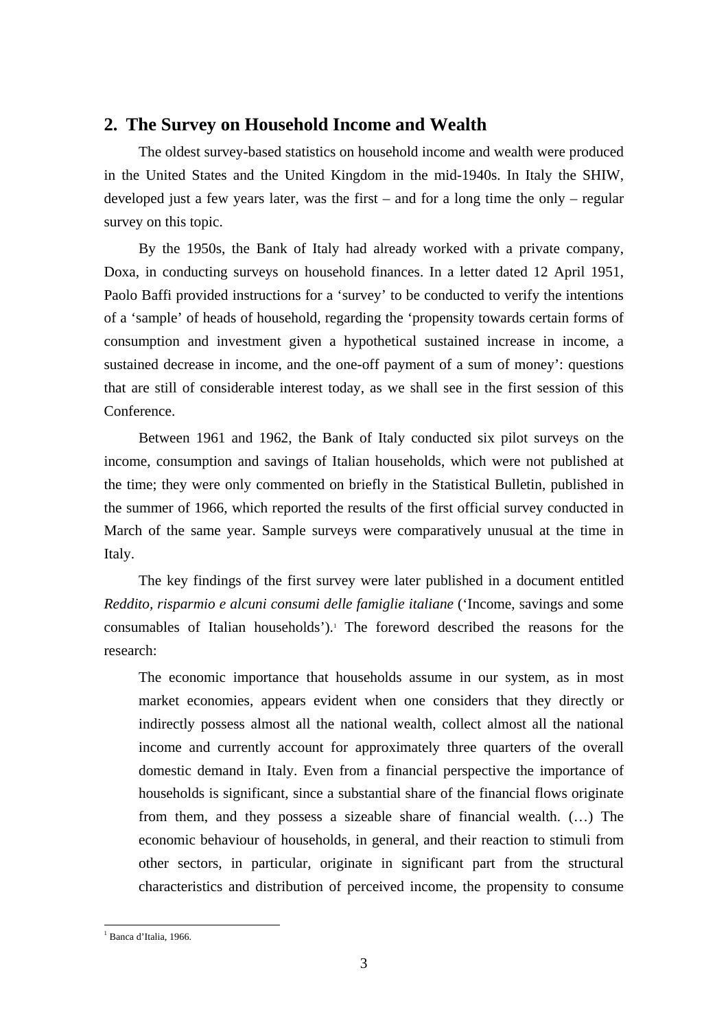## 2. The Survey on Household Income and Wealth

The oldest survey-based statistics on household income and wealth were produced in the United States and the United Kingdom in the mid-1940s. In Italy the SHIW, developed just a few years later, was the first – and for a long time the only – regular survey on this topic.

By the 1950s, the Bank of Italy had already worked with a private company, Doxa, in conducting surveys on household finances. In a letter dated 12 April 1951, Paolo Baffi provided instructions for a 'survey' to be conducted to verify the intentions of a 'sample' of heads of household, regarding the 'propensity towards certain forms of consumption and investment given a hypothetical sustained increase in income, a sustained decrease in income, and the one-off payment of a sum of money': questions that are still of considerable interest today, as we shall see in the first session of this Conference.

Between 1961 and 1962, the Bank of Italy conducted six pilot surveys on the income, consumption and savings of Italian households, which were not published at the time; they were only commented on briefly in the Statistical Bulletin, published in the summer of 1966, which reported the results of the first official survey conducted in March of the same year. Sample surveys were comparatively unusual at the time in Italy.

The key findings of the first survey were later published in a document entitled *Reddito, risparmio e alcuni consumi delle famiglie italiane* ('Income, savings and some consumables of Italian households').[1] The foreword described the reasons for the research:

> The economic importance that households assume in our system, as in most market economies, appears evident when one considers that they directly or indirectly possess almost all the national wealth, collect almost all the national income and currently account for approximately three quarters of the overall domestic demand in Italy. Even from a financial perspective the importance of households is significant, since a substantial share of the financial flows originate from them, and they possess a sizeable share of financial wealth. (…) The economic behaviour of households, in general, and their reaction to stimuli from other sectors, in particular, originate in significant part from the structural characteristics and distribution of perceived income, the propensity to consume

[1] Banca d'Italia, 1966.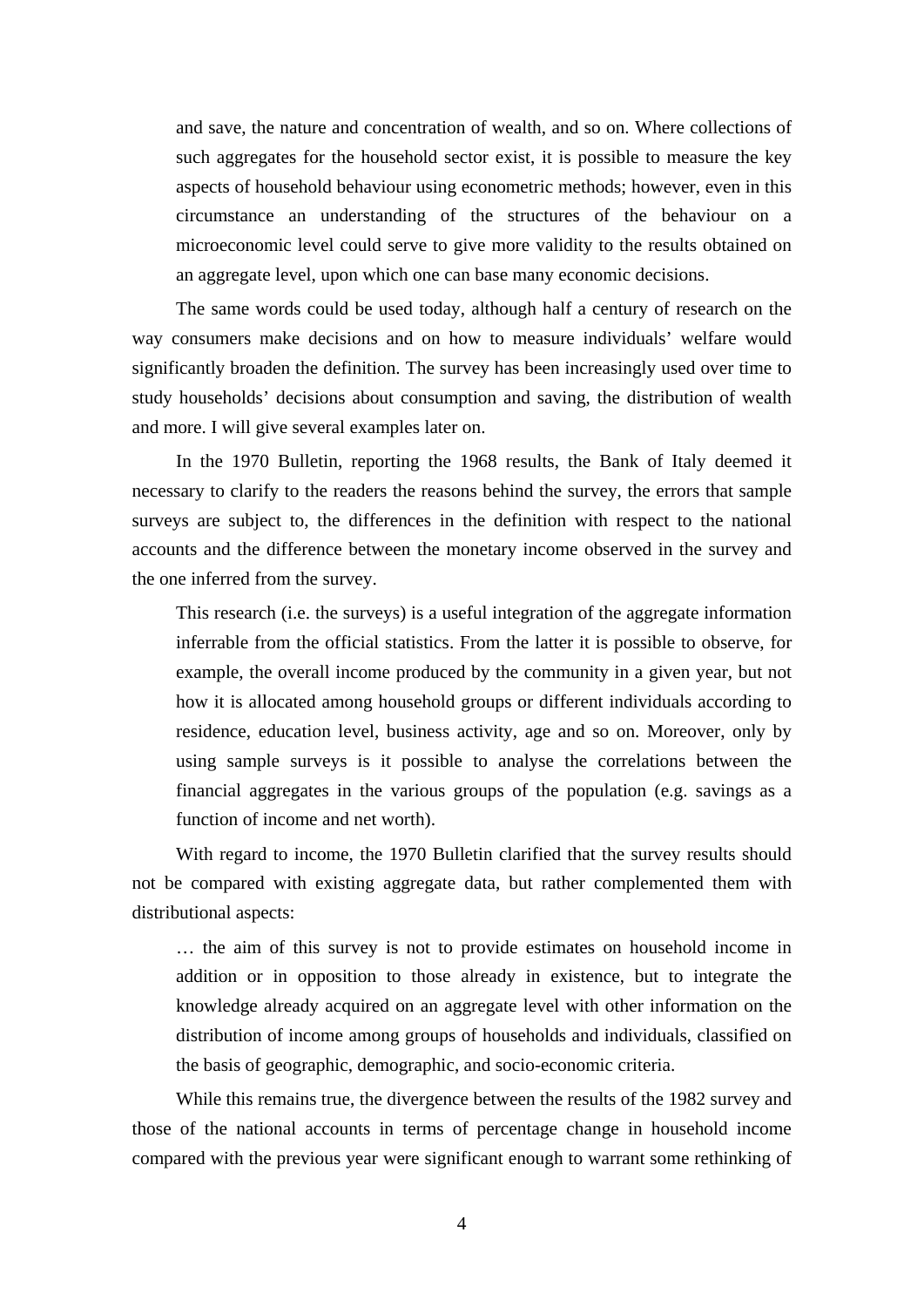> and save, the nature and concentration of wealth, and so on. Where collections of such aggregates for the household sector exist, it is possible to measure the key aspects of household behaviour using econometric methods; however, even in this circumstance an understanding of the structures of the behaviour on a microeconomic level could serve to give more validity to the results obtained on an aggregate level, upon which one can base many economic decisions.

The same words could be used today, although half a century of research on the way consumers make decisions and on how to measure individuals' welfare would significantly broaden the definition. The survey has been increasingly used over time to study households' decisions about consumption and saving, the distribution of wealth and more. I will give several examples later on.

In the 1970 Bulletin, reporting the 1968 results, the Bank of Italy deemed it necessary to clarify to the readers the reasons behind the survey, the errors that sample surveys are subject to, the differences in the definition with respect to the national accounts and the difference between the monetary income observed in the survey and the one inferred from the survey.

> This research (i.e. the surveys) is a useful integration of the aggregate information inferrable from the official statistics. From the latter it is possible to observe, for example, the overall income produced by the community in a given year, but not how it is allocated among household groups or different individuals according to residence, education level, business activity, age and so on. Moreover, only by using sample surveys is it possible to analyse the correlations between the financial aggregates in the various groups of the population (e.g. savings as a function of income and net worth).

With regard to income, the 1970 Bulletin clarified that the survey results should not be compared with existing aggregate data, but rather complemented them with distributional aspects:

> … the aim of this survey is not to provide estimates on household income in addition or in opposition to those already in existence, but to integrate the knowledge already acquired on an aggregate level with other information on the distribution of income among groups of households and individuals, classified on the basis of geographic, demographic, and socio-economic criteria.

While this remains true, the divergence between the results of the 1982 survey and those of the national accounts in terms of percentage change in household income compared with the previous year were significant enough to warrant some rethinking of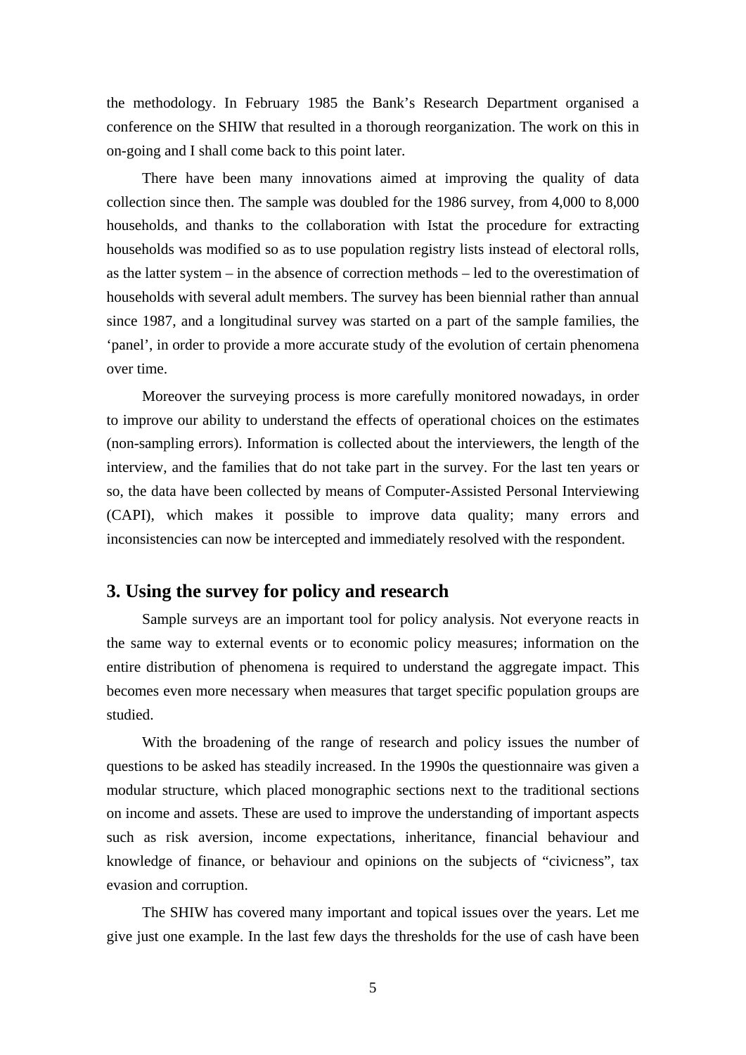the methodology. In February 1985 the Bank's Research Department organised a conference on the SHIW that resulted in a thorough reorganization. The work on this in on-going and I shall come back to this point later.

There have been many innovations aimed at improving the quality of data collection since then. The sample was doubled for the 1986 survey, from 4,000 to 8,000 households, and thanks to the collaboration with Istat the procedure for extracting households was modified so as to use population registry lists instead of electoral rolls, as the latter system – in the absence of correction methods – led to the overestimation of households with several adult members. The survey has been biennial rather than annual since 1987, and a longitudinal survey was started on a part of the sample families, the 'panel', in order to provide a more accurate study of the evolution of certain phenomena over time.

Moreover the surveying process is more carefully monitored nowadays, in order to improve our ability to understand the effects of operational choices on the estimates (non-sampling errors). Information is collected about the interviewers, the length of the interview, and the families that do not take part in the survey. For the last ten years or so, the data have been collected by means of Computer-Assisted Personal Interviewing (CAPI), which makes it possible to improve data quality; many errors and inconsistencies can now be intercepted and immediately resolved with the respondent.

## 3. Using the survey for policy and research

Sample surveys are an important tool for policy analysis. Not everyone reacts in the same way to external events or to economic policy measures; information on the entire distribution of phenomena is required to understand the aggregate impact. This becomes even more necessary when measures that target specific population groups are studied.

With the broadening of the range of research and policy issues the number of questions to be asked has steadily increased. In the 1990s the questionnaire was given a modular structure, which placed monographic sections next to the traditional sections on income and assets. These are used to improve the understanding of important aspects such as risk aversion, income expectations, inheritance, financial behaviour and knowledge of finance, or behaviour and opinions on the subjects of "civicness", tax evasion and corruption.

The SHIW has covered many important and topical issues over the years. Let me give just one example. In the last few days the thresholds for the use of cash have been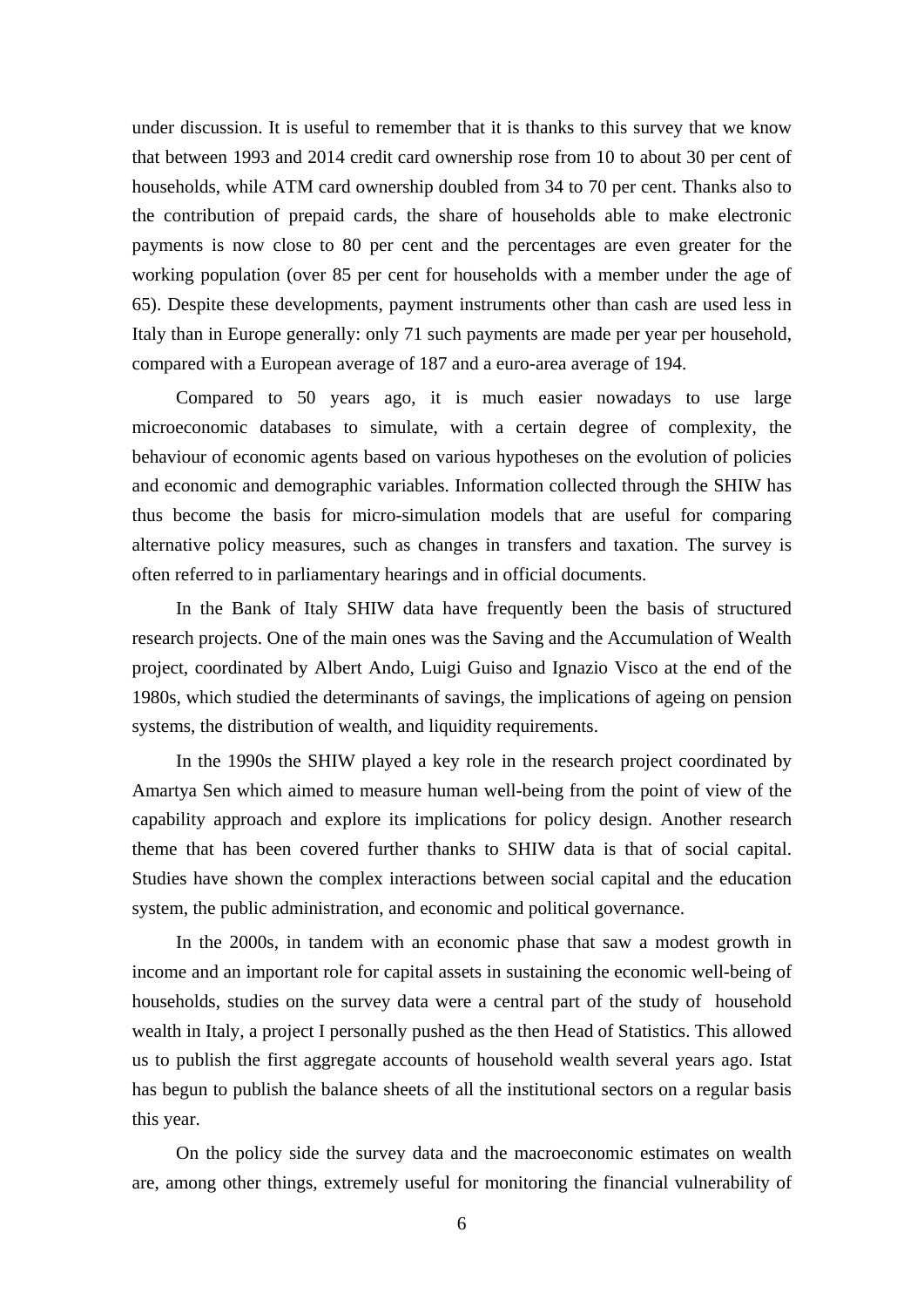under discussion. It is useful to remember that it is thanks to this survey that we know that between 1993 and 2014 credit card ownership rose from 10 to about 30 per cent of households, while ATM card ownership doubled from 34 to 70 per cent. Thanks also to the contribution of prepaid cards, the share of households able to make electronic payments is now close to 80 per cent and the percentages are even greater for the working population (over 85 per cent for households with a member under the age of 65). Despite these developments, payment instruments other than cash are used less in Italy than in Europe generally: only 71 such payments are made per year per household, compared with a European average of 187 and a euro-area average of 194.

Compared to 50 years ago, it is much easier nowadays to use large microeconomic databases to simulate, with a certain degree of complexity, the behaviour of economic agents based on various hypotheses on the evolution of policies and economic and demographic variables. Information collected through the SHIW has thus become the basis for micro-simulation models that are useful for comparing alternative policy measures, such as changes in transfers and taxation. The survey is often referred to in parliamentary hearings and in official documents.

In the Bank of Italy SHIW data have frequently been the basis of structured research projects. One of the main ones was the Saving and the Accumulation of Wealth project, coordinated by Albert Ando, Luigi Guiso and Ignazio Visco at the end of the 1980s, which studied the determinants of savings, the implications of ageing on pension systems, the distribution of wealth, and liquidity requirements.

In the 1990s the SHIW played a key role in the research project coordinated by Amartya Sen which aimed to measure human well-being from the point of view of the capability approach and explore its implications for policy design. Another research theme that has been covered further thanks to SHIW data is that of social capital. Studies have shown the complex interactions between social capital and the education system, the public administration, and economic and political governance.

In the 2000s, in tandem with an economic phase that saw a modest growth in income and an important role for capital assets in sustaining the economic well-being of households, studies on the survey data were a central part of the study of household wealth in Italy, a project I personally pushed as the then Head of Statistics. This allowed us to publish the first aggregate accounts of household wealth several years ago. Istat has begun to publish the balance sheets of all the institutional sectors on a regular basis this year.

On the policy side the survey data and the macroeconomic estimates on wealth are, among other things, extremely useful for monitoring the financial vulnerability of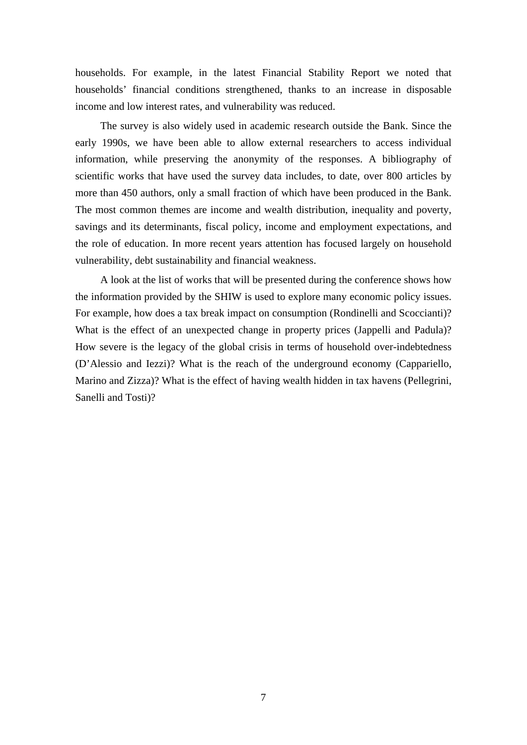households. For example, in the latest Financial Stability Report we noted that households' financial conditions strengthened, thanks to an increase in disposable income and low interest rates, and vulnerability was reduced.

The survey is also widely used in academic research outside the Bank. Since the early 1990s, we have been able to allow external researchers to access individual information, while preserving the anonymity of the responses. A bibliography of scientific works that have used the survey data includes, to date, over 800 articles by more than 450 authors, only a small fraction of which have been produced in the Bank. The most common themes are income and wealth distribution, inequality and poverty, savings and its determinants, fiscal policy, income and employment expectations, and the role of education. In more recent years attention has focused largely on household vulnerability, debt sustainability and financial weakness.

A look at the list of works that will be presented during the conference shows how the information provided by the SHIW is used to explore many economic policy issues. For example, how does a tax break impact on consumption (Rondinelli and Scoccianti)? What is the effect of an unexpected change in property prices (Jappelli and Padula)? How severe is the legacy of the global crisis in terms of household over-indebtedness (D'Alessio and Iezzi)? What is the reach of the underground economy (Cappariello, Marino and Zizza)? What is the effect of having wealth hidden in tax havens (Pellegrini, Sanelli and Tosti)?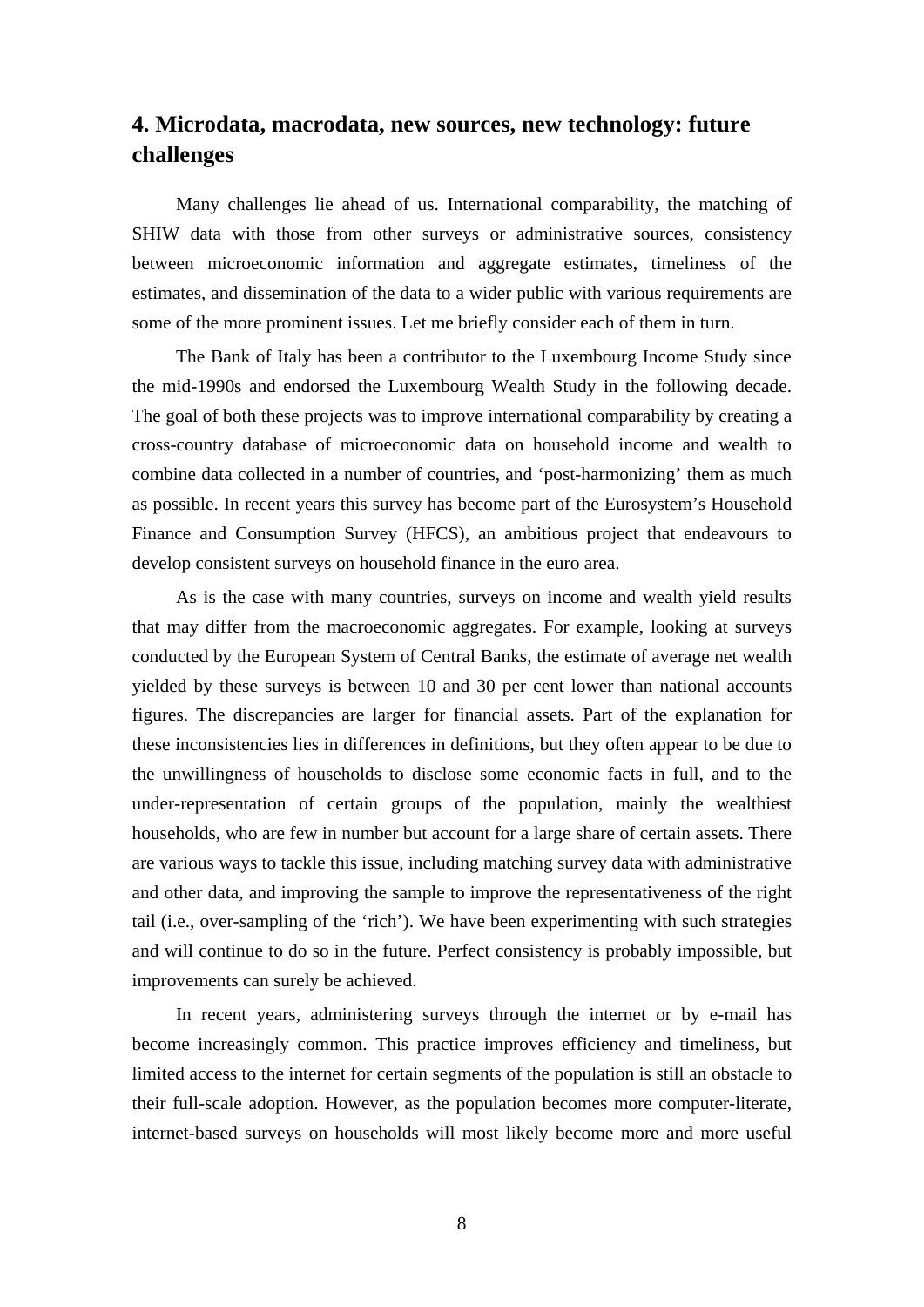## 4. Microdata, macrodata, new sources, new technology: future challenges

Many challenges lie ahead of us. International comparability, the matching of SHIW data with those from other surveys or administrative sources, consistency between microeconomic information and aggregate estimates, timeliness of the estimates, and dissemination of the data to a wider public with various requirements are some of the more prominent issues. Let me briefly consider each of them in turn.

The Bank of Italy has been a contributor to the Luxembourg Income Study since the mid-1990s and endorsed the Luxembourg Wealth Study in the following decade. The goal of both these projects was to improve international comparability by creating a cross-country database of microeconomic data on household income and wealth to combine data collected in a number of countries, and 'post-harmonizing' them as much as possible. In recent years this survey has become part of the Eurosystem's Household Finance and Consumption Survey (HFCS), an ambitious project that endeavours to develop consistent surveys on household finance in the euro area.

As is the case with many countries, surveys on income and wealth yield results that may differ from the macroeconomic aggregates. For example, looking at surveys conducted by the European System of Central Banks, the estimate of average net wealth yielded by these surveys is between 10 and 30 per cent lower than national accounts figures. The discrepancies are larger for financial assets. Part of the explanation for these inconsistencies lies in differences in definitions, but they often appear to be due to the unwillingness of households to disclose some economic facts in full, and to the under-representation of certain groups of the population, mainly the wealthiest households, who are few in number but account for a large share of certain assets. There are various ways to tackle this issue, including matching survey data with administrative and other data, and improving the sample to improve the representativeness of the right tail (i.e., over-sampling of the 'rich'). We have been experimenting with such strategies and will continue to do so in the future. Perfect consistency is probably impossible, but improvements can surely be achieved.

In recent years, administering surveys through the internet or by e-mail has become increasingly common. This practice improves efficiency and timeliness, but limited access to the internet for certain segments of the population is still an obstacle to their full-scale adoption. However, as the population becomes more computer-literate, internet-based surveys on households will most likely become more and more useful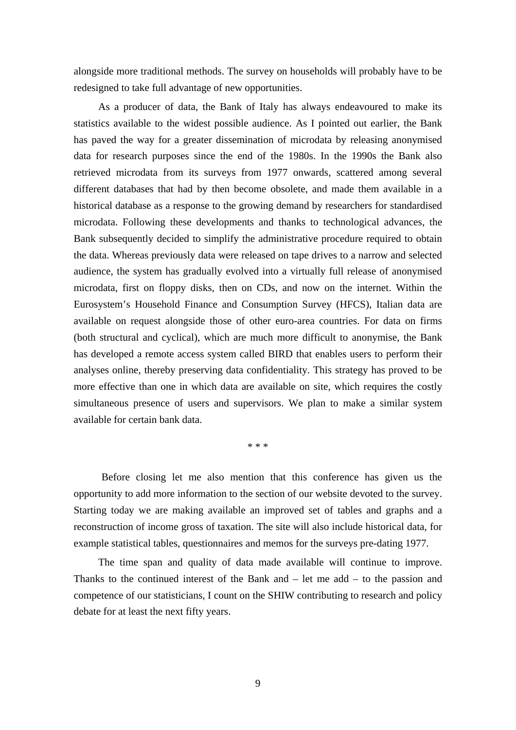alongside more traditional methods. The survey on households will probably have to be redesigned to take full advantage of new opportunities.

As a producer of data, the Bank of Italy has always endeavoured to make its statistics available to the widest possible audience. As I pointed out earlier, the Bank has paved the way for a greater dissemination of microdata by releasing anonymised data for research purposes since the end of the 1980s. In the 1990s the Bank also retrieved microdata from its surveys from 1977 onwards, scattered among several different databases that had by then become obsolete, and made them available in a historical database as a response to the growing demand by researchers for standardised microdata. Following these developments and thanks to technological advances, the Bank subsequently decided to simplify the administrative procedure required to obtain the data. Whereas previously data were released on tape drives to a narrow and selected audience, the system has gradually evolved into a virtually full release of anonymised microdata, first on floppy disks, then on CDs, and now on the internet. Within the Eurosystem's Household Finance and Consumption Survey (HFCS), Italian data are available on request alongside those of other euro-area countries. For data on firms (both structural and cyclical), which are much more difficult to anonymise, the Bank has developed a remote access system called BIRD that enables users to perform their analyses online, thereby preserving data confidentiality. This strategy has proved to be more effective than one in which data are available on site, which requires the costly simultaneous presence of users and supervisors. We plan to make a similar system available for certain bank data.

\* \* \*

Before closing let me also mention that this conference has given us the opportunity to add more information to the section of our website devoted to the survey. Starting today we are making available an improved set of tables and graphs and a reconstruction of income gross of taxation. The site will also include historical data, for example statistical tables, questionnaires and memos for the surveys pre-dating 1977.

The time span and quality of data made available will continue to improve. Thanks to the continued interest of the Bank and – let me add – to the passion and competence of our statisticians, I count on the SHIW contributing to research and policy debate for at least the next fifty years.